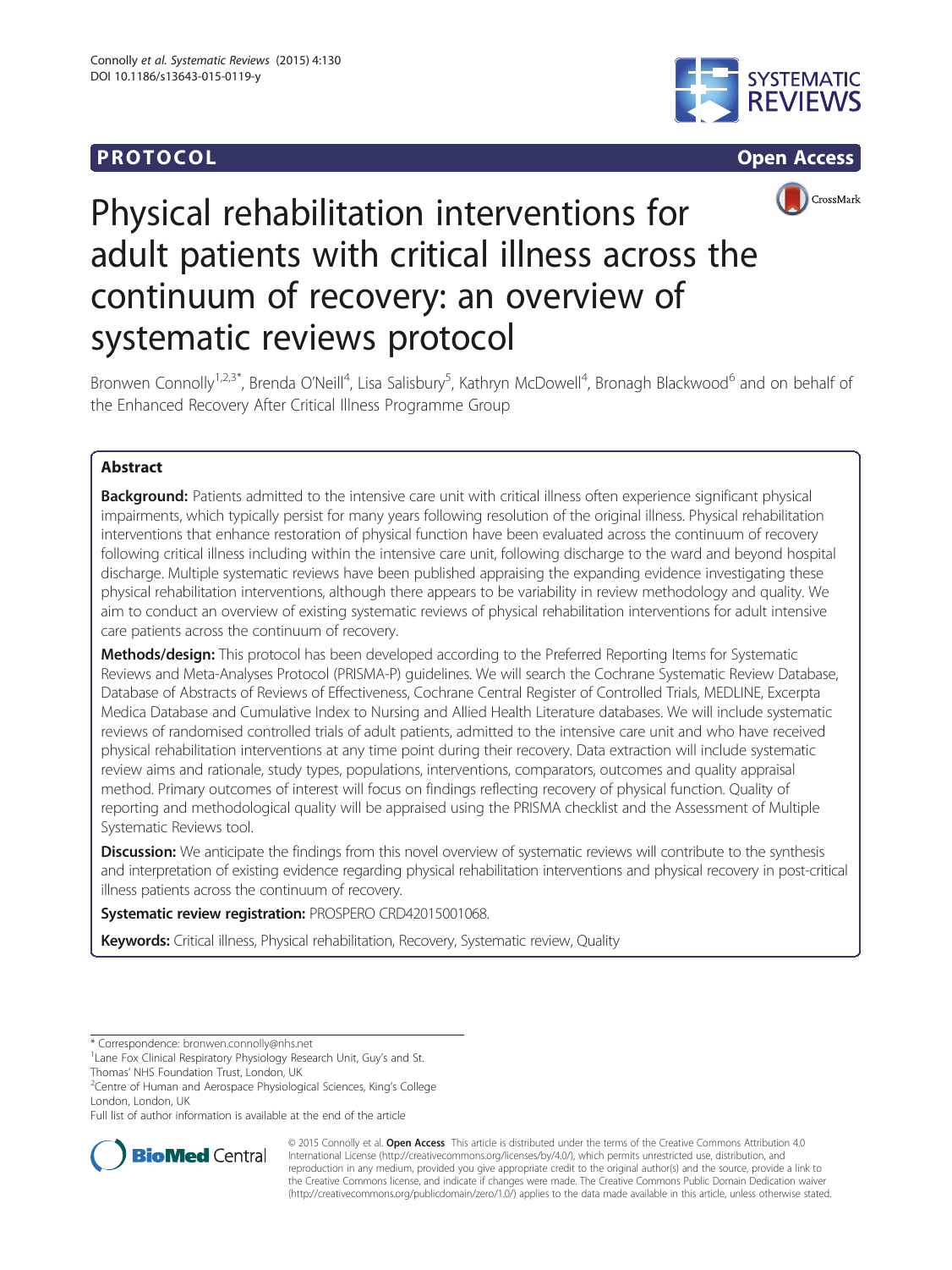**PROTOCOL** **Open Access**

# Physical rehabilitation interventions for adult patients with critical illness across the continuum of recovery: an overview of systematic reviews protocol

Bronwen Connolly[1,2,3*], Brenda O'Neill[4], Lisa Salisbury[5], Kathryn McDowell[4], Bronagh Blackwood[6] and on behalf of the Enhanced Recovery After Critical Illness Programme Group

## Abstract

**Background:** Patients admitted to the intensive care unit with critical illness often experience significant physical impairments, which typically persist for many years following resolution of the original illness. Physical rehabilitation interventions that enhance restoration of physical function have been evaluated across the continuum of recovery following critical illness including within the intensive care unit, following discharge to the ward and beyond hospital discharge. Multiple systematic reviews have been published appraising the expanding evidence investigating these physical rehabilitation interventions, although there appears to be variability in review methodology and quality. We aim to conduct an overview of existing systematic reviews of physical rehabilitation interventions for adult intensive care patients across the continuum of recovery.

**Methods/design:** This protocol has been developed according to the Preferred Reporting Items for Systematic Reviews and Meta-Analyses Protocol (PRISMA-P) guidelines. We will search the Cochrane Systematic Review Database, Database of Abstracts of Reviews of Effectiveness, Cochrane Central Register of Controlled Trials, MEDLINE, Excerpta Medica Database and Cumulative Index to Nursing and Allied Health Literature databases. We will include systematic reviews of randomised controlled trials of adult patients, admitted to the intensive care unit and who have received physical rehabilitation interventions at any time point during their recovery. Data extraction will include systematic review aims and rationale, study types, populations, interventions, comparators, outcomes and quality appraisal method. Primary outcomes of interest will focus on findings reflecting recovery of physical function. Quality of reporting and methodological quality will be appraised using the PRISMA checklist and the Assessment of Multiple Systematic Reviews tool.

**Discussion:** We anticipate the findings from this novel overview of systematic reviews will contribute to the synthesis and interpretation of existing evidence regarding physical rehabilitation interventions and physical recovery in post-critical illness patients across the continuum of recovery.

**Systematic review registration:** PROSPERO CRD42015001068.

**Keywords:** Critical illness, Physical rehabilitation, Recovery, Systematic review, Quality

---

\* Correspondence: bronwen.connolly@nhs.net

[1]Lane Fox Clinical Respiratory Physiology Research Unit, Guy's and St. Thomas' NHS Foundation Trust, London, UK

[2]Centre of Human and Aerospace Physiological Sciences, King's College London, London, UK

Full list of author information is available at the end of the article

© 2015 Connolly et al. **Open Access** This article is distributed under the terms of the Creative Commons Attribution 4.0 International License (http://creativecommons.org/licenses/by/4.0/), which permits unrestricted use, distribution, and reproduction in any medium, provided you give appropriate credit to the original author(s) and the source, provide a link to the Creative Commons license, and indicate if changes were made. The Creative Commons Public Domain Dedication waiver (http://creativecommons.org/publicdomain/zero/1.0/) applies to the data made available in this article, unless otherwise stated.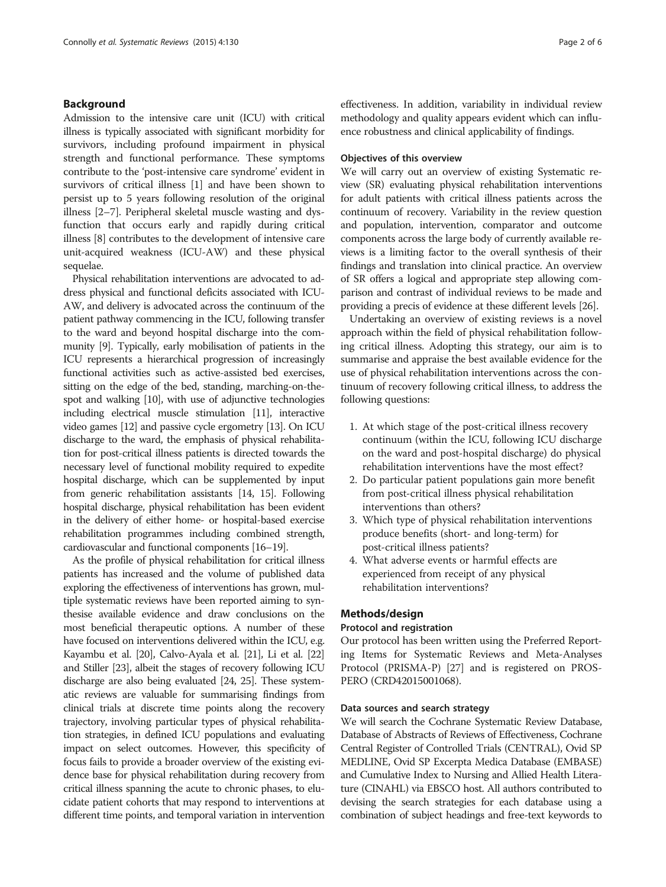## Background

Admission to the intensive care unit (ICU) with critical illness is typically associated with significant morbidity for survivors, including profound impairment in physical strength and functional performance. These symptoms contribute to the 'post-intensive care syndrome' evident in survivors of critical illness [1] and have been shown to persist up to 5 years following resolution of the original illness [2–7]. Peripheral skeletal muscle wasting and dysfunction that occurs early and rapidly during critical illness [8] contributes to the development of intensive care unit-acquired weakness (ICU-AW) and these physical sequelae.

Physical rehabilitation interventions are advocated to address physical and functional deficits associated with ICU-AW, and delivery is advocated across the continuum of the patient pathway commencing in the ICU, following transfer to the ward and beyond hospital discharge into the community [9]. Typically, early mobilisation of patients in the ICU represents a hierarchical progression of increasingly functional activities such as active-assisted bed exercises, sitting on the edge of the bed, standing, marching-on-the-spot and walking [10], with use of adjunctive technologies including electrical muscle stimulation [11], interactive video games [12] and passive cycle ergometry [13]. On ICU discharge to the ward, the emphasis of physical rehabilitation for post-critical illness patients is directed towards the necessary level of functional mobility required to expedite hospital discharge, which can be supplemented by input from generic rehabilitation assistants [14, 15]. Following hospital discharge, physical rehabilitation has been evident in the delivery of either home- or hospital-based exercise rehabilitation programmes including combined strength, cardiovascular and functional components [16–19].

As the profile of physical rehabilitation for critical illness patients has increased and the volume of published data exploring the effectiveness of interventions has grown, multiple systematic reviews have been reported aiming to synthesise available evidence and draw conclusions on the most beneficial therapeutic options. A number of these have focused on interventions delivered within the ICU, e.g. Kayambu et al. [20], Calvo-Ayala et al. [21], Li et al. [22] and Stiller [23], albeit the stages of recovery following ICU discharge are also being evaluated [24, 25]. These systematic reviews are valuable for summarising findings from clinical trials at discrete time points along the recovery trajectory, involving particular types of physical rehabilitation strategies, in defined ICU populations and evaluating impact on select outcomes. However, this specificity of focus fails to provide a broader overview of the existing evidence base for physical rehabilitation during recovery from critical illness spanning the acute to chronic phases, to elucidate patient cohorts that may respond to interventions at different time points, and temporal variation in intervention effectiveness. In addition, variability in individual review methodology and quality appears evident which can influence robustness and clinical applicability of findings.

### Objectives of this overview

We will carry out an overview of existing Systematic review (SR) evaluating physical rehabilitation interventions for adult patients with critical illness patients across the continuum of recovery. Variability in the review question and population, intervention, comparator and outcome components across the large body of currently available reviews is a limiting factor to the overall synthesis of their findings and translation into clinical practice. An overview of SR offers a logical and appropriate step allowing comparison and contrast of individual reviews to be made and providing a precis of evidence at these different levels [26].

Undertaking an overview of existing reviews is a novel approach within the field of physical rehabilitation following critical illness. Adopting this strategy, our aim is to summarise and appraise the best available evidence for the use of physical rehabilitation interventions across the continuum of recovery following critical illness, to address the following questions:

1. At which stage of the post-critical illness recovery continuum (within the ICU, following ICU discharge on the ward and post-hospital discharge) do physical rehabilitation interventions have the most effect?
2. Do particular patient populations gain more benefit from post-critical illness physical rehabilitation interventions than others?
3. Which type of physical rehabilitation interventions produce benefits (short- and long-term) for post-critical illness patients?
4. What adverse events or harmful effects are experienced from receipt of any physical rehabilitation interventions?

## Methods/design

### Protocol and registration

Our protocol has been written using the Preferred Reporting Items for Systematic Reviews and Meta-Analyses Protocol (PRISMA-P) [27] and is registered on PROSPERO (CRD42015001068).

### Data sources and search strategy

We will search the Cochrane Systematic Review Database, Database of Abstracts of Reviews of Effectiveness, Cochrane Central Register of Controlled Trials (CENTRAL), Ovid SP MEDLINE, Ovid SP Excerpta Medica Database (EMBASE) and Cumulative Index to Nursing and Allied Health Literature (CINAHL) via EBSCO host. All authors contributed to devising the search strategies for each database using a combination of subject headings and free-text keywords to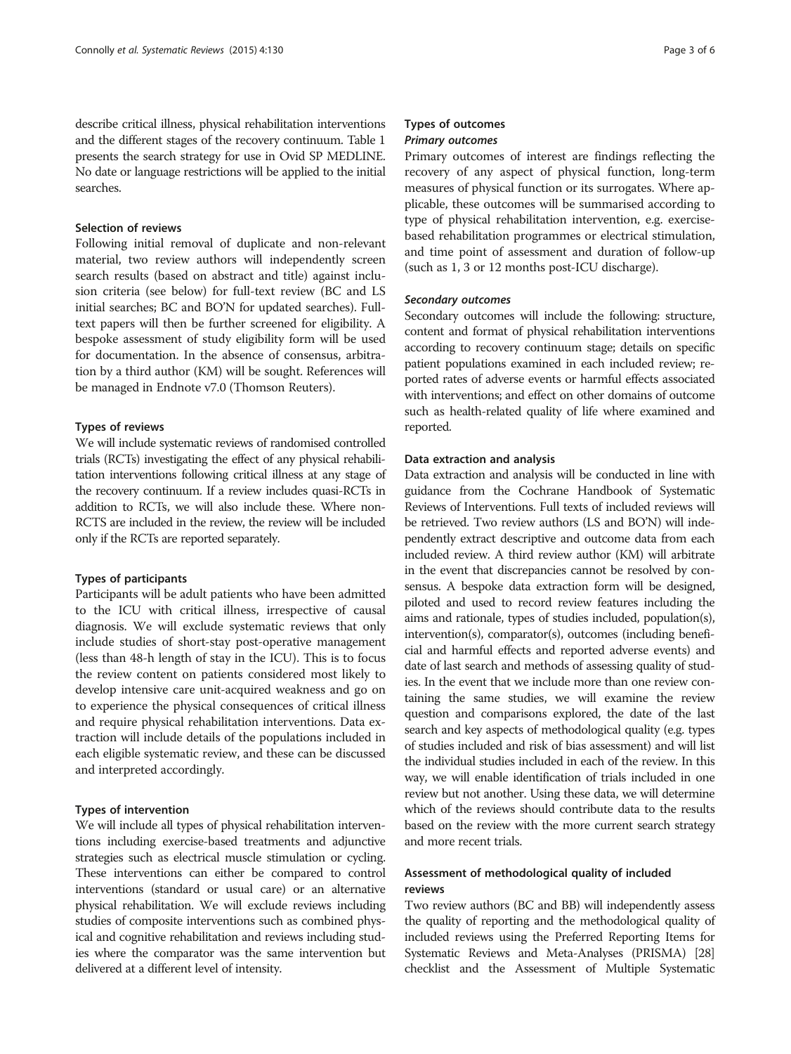describe critical illness, physical rehabilitation interventions and the different stages of the recovery continuum. Table 1 presents the search strategy for use in Ovid SP MEDLINE. No date or language restrictions will be applied to the initial searches.

### Selection of reviews

Following initial removal of duplicate and non-relevant material, two review authors will independently screen search results (based on abstract and title) against inclusion criteria (see below) for full-text review (BC and LS initial searches; BC and BO'N for updated searches). Full-text papers will then be further screened for eligibility. A bespoke assessment of study eligibility form will be used for documentation. In the absence of consensus, arbitration by a third author (KM) will be sought. References will be managed in Endnote v7.0 (Thomson Reuters).

### Types of reviews

We will include systematic reviews of randomised controlled trials (RCTs) investigating the effect of any physical rehabilitation interventions following critical illness at any stage of the recovery continuum. If a review includes quasi-RCTs in addition to RCTs, we will also include these. Where non-RCTS are included in the review, the review will be included only if the RCTs are reported separately.

### Types of participants

Participants will be adult patients who have been admitted to the ICU with critical illness, irrespective of causal diagnosis. We will exclude systematic reviews that only include studies of short-stay post-operative management (less than 48-h length of stay in the ICU). This is to focus the review content on patients considered most likely to develop intensive care unit-acquired weakness and go on to experience the physical consequences of critical illness and require physical rehabilitation interventions. Data extraction will include details of the populations included in each eligible systematic review, and these can be discussed and interpreted accordingly.

### Types of intervention

We will include all types of physical rehabilitation interventions including exercise-based treatments and adjunctive strategies such as electrical muscle stimulation or cycling. These interventions can either be compared to control interventions (standard or usual care) or an alternative physical rehabilitation. We will exclude reviews including studies of composite interventions such as combined physical and cognitive rehabilitation and reviews including studies where the comparator was the same intervention but delivered at a different level of intensity.

### Types of outcomes

#### *Primary outcomes*

Primary outcomes of interest are findings reflecting the recovery of any aspect of physical function, long-term measures of physical function or its surrogates. Where applicable, these outcomes will be summarised according to type of physical rehabilitation intervention, e.g. exercise-based rehabilitation programmes or electrical stimulation, and time point of assessment and duration of follow-up (such as 1, 3 or 12 months post-ICU discharge).

#### *Secondary outcomes*

Secondary outcomes will include the following: structure, content and format of physical rehabilitation interventions according to recovery continuum stage; details on specific patient populations examined in each included review; reported rates of adverse events or harmful effects associated with interventions; and effect on other domains of outcome such as health-related quality of life where examined and reported.

### Data extraction and analysis

Data extraction and analysis will be conducted in line with guidance from the Cochrane Handbook of Systematic Reviews of Interventions. Full texts of included reviews will be retrieved. Two review authors (LS and BO'N) will independently extract descriptive and outcome data from each included review. A third review author (KM) will arbitrate in the event that discrepancies cannot be resolved by consensus. A bespoke data extraction form will be designed, piloted and used to record review features including the aims and rationale, types of studies included, population(s), intervention(s), comparator(s), outcomes (including beneficial and harmful effects and reported adverse events) and date of last search and methods of assessing quality of studies. In the event that we include more than one review containing the same studies, we will examine the review question and comparisons explored, the date of the last search and key aspects of methodological quality (e.g. types of studies included and risk of bias assessment) and will list the individual studies included in each of the review. In this way, we will enable identification of trials included in one review but not another. Using these data, we will determine which of the reviews should contribute data to the results based on the review with the more current search strategy and more recent trials.

### Assessment of methodological quality of included reviews

Two review authors (BC and BB) will independently assess the quality of reporting and the methodological quality of included reviews using the Preferred Reporting Items for Systematic Reviews and Meta-Analyses (PRISMA) [28] checklist and the Assessment of Multiple Systematic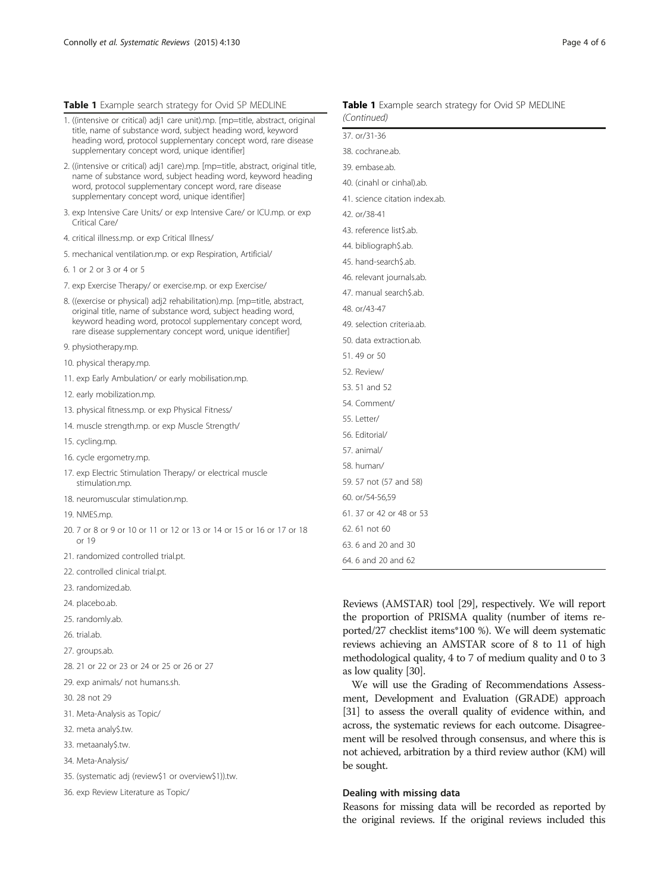**Table 1** Example search strategy for Ovid SP MEDLINE

| |
|---|
| 1. ((intensive or critical) adj1 care unit).mp. [mp=title, abstract, original title, name of substance word, subject heading word, keyword heading word, protocol supplementary concept word, rare disease supplementary concept word, unique identifier] |
| 2. ((intensive or critical) adj1 care).mp. [mp=title, abstract, original title, name of substance word, subject heading word, keyword heading word, protocol supplementary concept word, rare disease supplementary concept word, unique identifier] |
| 3. exp Intensive Care Units/ or exp Intensive Care/ or ICU.mp. or exp Critical Care/ |
| 4. critical illness.mp. or exp Critical Illness/ |
| 5. mechanical ventilation.mp. or exp Respiration, Artificial/ |
| 6. 1 or 2 or 3 or 4 or 5 |
| 7. exp Exercise Therapy/ or exercise.mp. or exp Exercise/ |
| 8. ((exercise or physical) adj2 rehabilitation).mp. [mp=title, abstract, original title, name of substance word, subject heading word, keyword heading word, protocol supplementary concept word, rare disease supplementary concept word, unique identifier] |
| 9. physiotherapy.mp. |
| 10. physical therapy.mp. |
| 11. exp Early Ambulation/ or early mobilisation.mp. |
| 12. early mobilization.mp. |
| 13. physical fitness.mp. or exp Physical Fitness/ |
| 14. muscle strength.mp. or exp Muscle Strength/ |
| 15. cycling.mp. |
| 16. cycle ergometry.mp. |
| 17. exp Electric Stimulation Therapy/ or electrical muscle stimulation.mp. |
| 18. neuromuscular stimulation.mp. |
| 19. NMES.mp. |
| 20. 7 or 8 or 9 or 10 or 11 or 12 or 13 or 14 or 15 or 16 or 17 or 18 or 19 |
| 21. randomized controlled trial.pt. |
| 22. controlled clinical trial.pt. |
| 23. randomized.ab. |
| 24. placebo.ab. |
| 25. randomly.ab. |
| 26. trial.ab. |
| 27. groups.ab. |
| 28. 21 or 22 or 23 or 24 or 25 or 26 or 27 |
| 29. exp animals/ not humans.sh. |
| 30. 28 not 29 |
| 31. Meta-Analysis as Topic/ |
| 32. meta analy$.tw. |
| 33. metaanaly$.tw. |
| 34. Meta-Analysis/ |
| 35. (systematic adj (review$1 or overview$1)).tw. |
| 36. exp Review Literature as Topic/ |
| 37. or/31-36 |
| 38. cochrane.ab. |
| 39. embase.ab. |
| 40. (cinahl or cinhal).ab. |
| 41. science citation index.ab. |
| 42. or/38-41 |
| 43. reference list$.ab. |
| 44. bibliograph$.ab. |
| 45. hand-search$.ab. |
| 46. relevant journals.ab. |
| 47. manual search$.ab. |
| 48. or/43-47 |
| 49. selection criteria.ab. |
| 50. data extraction.ab. |
| 51. 49 or 50 |
| 52. Review/ |
| 53. 51 and 52 |
| 54. Comment/ |
| 55. Letter/ |
| 56. Editorial/ |
| 57. animal/ |
| 58. human/ |
| 59. 57 not (57 and 58) |
| 60. or/54-56,59 |
| 61. 37 or 42 or 48 or 53 |
| 62. 61 not 60 |
| 63. 6 and 20 and 30 |
| 64. 6 and 20 and 62 |

Reviews (AMSTAR) tool [29], respectively. We will report the proportion of PRISMA quality (number of items reported/27 checklist items*100 %). We will deem systematic reviews achieving an AMSTAR score of 8 to 11 of high methodological quality, 4 to 7 of medium quality and 0 to 3 as low quality [30].

We will use the Grading of Recommendations Assessment, Development and Evaluation (GRADE) approach [31] to assess the overall quality of evidence within, and across, the systematic reviews for each outcome. Disagreement will be resolved through consensus, and where this is not achieved, arbitration by a third review author (KM) will be sought.

### Dealing with missing data

Reasons for missing data will be recorded as reported by the original reviews. If the original reviews included this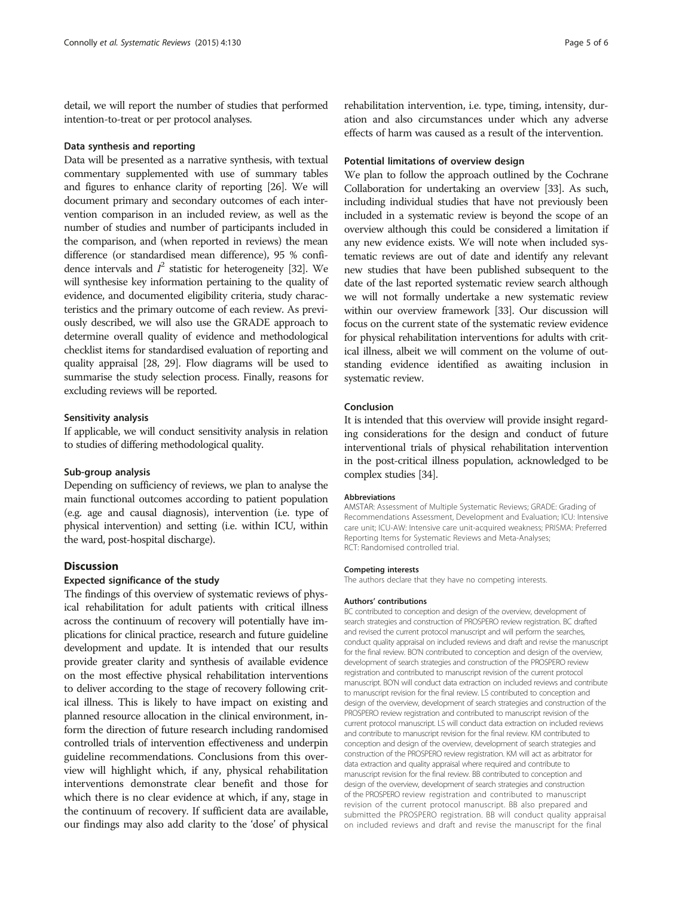detail, we will report the number of studies that performed intention-to-treat or per protocol analyses.

#### Data synthesis and reporting

Data will be presented as a narrative synthesis, with textual commentary supplemented with use of summary tables and figures to enhance clarity of reporting [26]. We will document primary and secondary outcomes of each intervention comparison in an included review, as well as the number of studies and number of participants included in the comparison, and (when reported in reviews) the mean difference (or standardised mean difference), 95 % confidence intervals and $I^2$ statistic for heterogeneity [32]. We will synthesise key information pertaining to the quality of evidence, and documented eligibility criteria, study characteristics and the primary outcome of each review. As previously described, we will also use the GRADE approach to determine overall quality of evidence and methodological checklist items for standardised evaluation of reporting and quality appraisal [28, 29]. Flow diagrams will be used to summarise the study selection process. Finally, reasons for excluding reviews will be reported.

#### Sensitivity analysis

If applicable, we will conduct sensitivity analysis in relation to studies of differing methodological quality.

#### Sub-group analysis

Depending on sufficiency of reviews, we plan to analyse the main functional outcomes according to patient population (e.g. age and causal diagnosis), intervention (i.e. type of physical intervention) and setting (i.e. within ICU, within the ward, post-hospital discharge).

## Discussion

### Expected significance of the study

The findings of this overview of systematic reviews of physical rehabilitation for adult patients with critical illness across the continuum of recovery will potentially have implications for clinical practice, research and future guideline development and update. It is intended that our results provide greater clarity and synthesis of available evidence on the most effective physical rehabilitation interventions to deliver according to the stage of recovery following critical illness. This is likely to have impact on existing and planned resource allocation in the clinical environment, inform the direction of future research including randomised controlled trials of intervention effectiveness and underpin guideline recommendations. Conclusions from this overview will highlight which, if any, physical rehabilitation interventions demonstrate clear benefit and those for which there is no clear evidence at which, if any, stage in the continuum of recovery. If sufficient data are available, our findings may also add clarity to the 'dose' of physical rehabilitation intervention, i.e. type, timing, intensity, duration and also circumstances under which any adverse effects of harm was caused as a result of the intervention.

### Potential limitations of overview design

We plan to follow the approach outlined by the Cochrane Collaboration for undertaking an overview [33]. As such, including individual studies that have not previously been included in a systematic review is beyond the scope of an overview although this could be considered a limitation if any new evidence exists. We will note when included systematic reviews are out of date and identify any relevant new studies that have been published subsequent to the date of the last reported systematic review search although we will not formally undertake a new systematic review within our overview framework [33]. Our discussion will focus on the current state of the systematic review evidence for physical rehabilitation interventions for adults with critical illness, albeit we will comment on the volume of outstanding evidence identified as awaiting inclusion in systematic review.

## Conclusion

It is intended that this overview will provide insight regarding considerations for the design and conduct of future interventional trials of physical rehabilitation intervention in the post-critical illness population, acknowledged to be complex studies [34].

#### Abbreviations

AMSTAR: Assessment of Multiple Systematic Reviews; GRADE: Grading of Recommendations Assessment, Development and Evaluation; ICU: Intensive care unit; ICU-AW: Intensive care unit-acquired weakness; PRISMA: Preferred Reporting Items for Systematic Reviews and Meta-Analyses; RCT: Randomised controlled trial.

#### Competing interests

The authors declare that they have no competing interests.

#### Authors' contributions

BC contributed to conception and design of the overview, development of search strategies and construction of PROSPERO review registration. BC drafted and revised the current protocol manuscript and will perform the searches, conduct quality appraisal on included reviews and draft and revise the manuscript for the final review. BO'N contributed to conception and design of the overview, development of search strategies and construction of the PROSPERO review registration and contributed to manuscript revision of the current protocol manuscript. BO'N will conduct data extraction on included reviews and contribute to manuscript revision for the final review. LS contributed to conception and design of the overview, development of search strategies and construction of the PROSPERO review registration and contributed to manuscript revision of the current protocol manuscript. LS will conduct data extraction on included reviews and contribute to manuscript revision for the final review. KM contributed to conception and design of the overview, development of search strategies and construction of the PROSPERO review registration. KM will act as arbitrator for data extraction and quality appraisal where required and contribute to manuscript revision for the final review. BB contributed to conception and design of the overview, development of search strategies and construction of the PROSPERO review registration and contributed to manuscript revision of the current protocol manuscript. BB also prepared and submitted the PROSPERO registration. BB will conduct quality appraisal on included reviews and draft and revise the manuscript for the final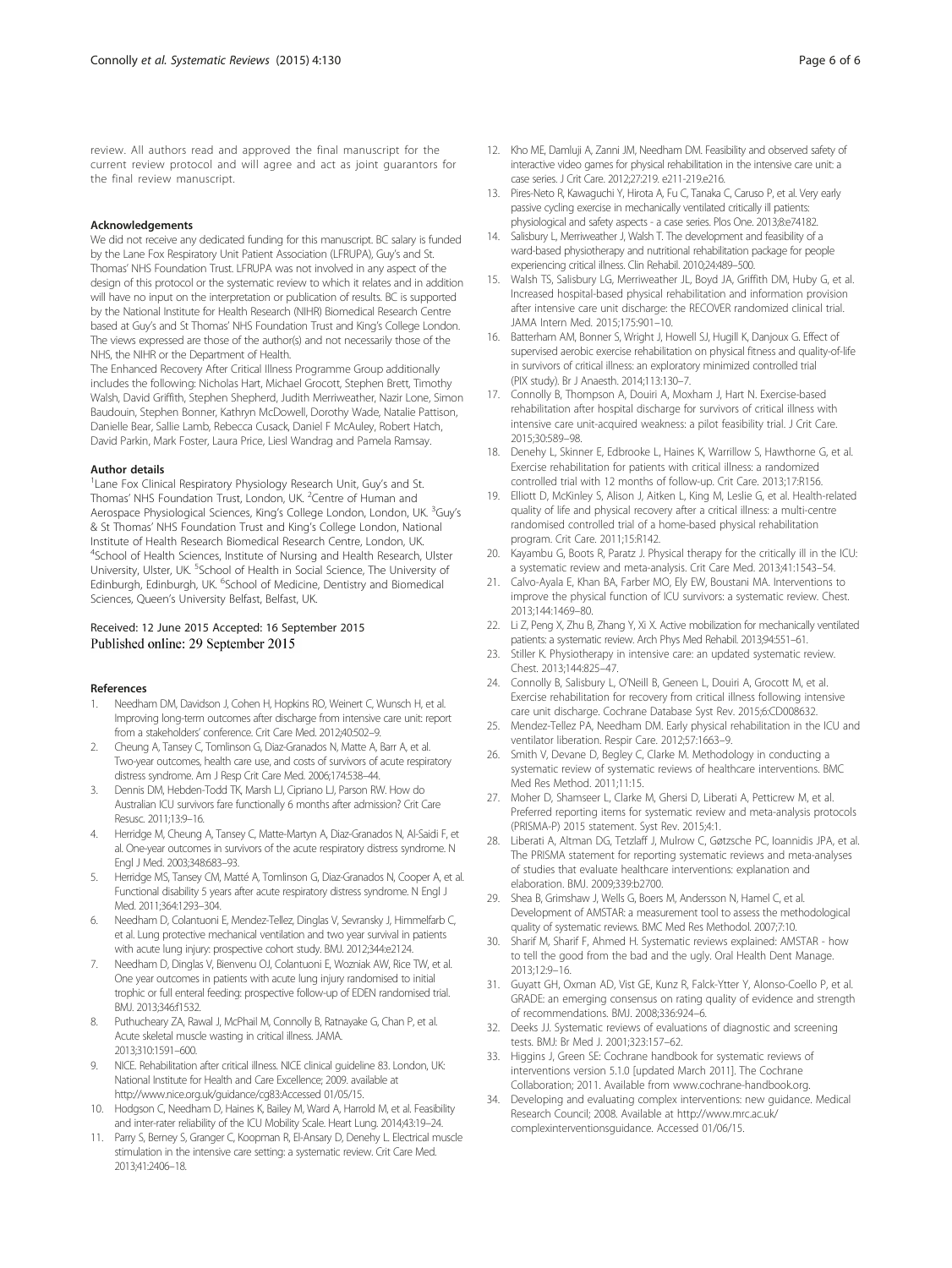review. All authors read and approved the final manuscript for the current review protocol and will agree and act as joint guarantors for the final review manuscript.

#### Acknowledgements

We did not receive any dedicated funding for this manuscript. BC salary is funded by the Lane Fox Respiratory Unit Patient Association (LFRUPA), Guy's and St. Thomas' NHS Foundation Trust. LFRUPA was not involved in any aspect of the design of this protocol or the systematic review to which it relates and in addition will have no input on the interpretation or publication of results. BC is supported by the National Institute for Health Research (NIHR) Biomedical Research Centre based at Guy's and St Thomas' NHS Foundation Trust and King's College London. The views expressed are those of the author(s) and not necessarily those of the NHS, the NIHR or the Department of Health.

The Enhanced Recovery After Critical Illness Programme Group additionally includes the following: Nicholas Hart, Michael Grocott, Stephen Brett, Timothy Walsh, David Griffith, Stephen Shepherd, Judith Merriweather, Nazir Lone, Simon Baudouin, Stephen Bonner, Kathryn McDowell, Dorothy Wade, Natalie Pattison, Danielle Bear, Sallie Lamb, Rebecca Cusack, Daniel F McAuley, Robert Hatch, David Parkin, Mark Foster, Laura Price, Liesl Wandrag and Pamela Ramsay.

#### Author details

[1]Lane Fox Clinical Respiratory Physiology Research Unit, Guy's and St. Thomas' NHS Foundation Trust, London, UK. [2]Centre of Human and Aerospace Physiological Sciences, King's College London, London, UK. [3]Guy's & St Thomas' NHS Foundation Trust and King's College London, National Institute of Health Research Biomedical Research Centre, London, UK. [4]School of Health Sciences, Institute of Nursing and Health Research, Ulster University, Ulster, UK. [5]School of Health in Social Science, The University of Edinburgh, Edinburgh, UK. [6]School of Medicine, Dentistry and Biomedical Sciences, Queen's University Belfast, Belfast, UK.

Received: 12 June 2015 Accepted: 16 September 2015
Published online: 29 September 2015

#### References

1. Needham DM, Davidson J, Cohen H, Hopkins RO, Weinert C, Wunsch H, et al. Improving long-term outcomes after discharge from intensive care unit: report from a stakeholders' conference. Crit Care Med. 2012;40:502–9.
2. Cheung A, Tansey C, Tomlinson G, Diaz-Granados N, Matte A, Barr A, et al. Two-year outcomes, health care use, and costs of survivors of acute respiratory distress syndrome. Am J Resp Crit Care Med. 2006;174:538–44.
3. Dennis DM, Hebden-Todd TK, Marsh LJ, Cipriano LJ, Parson RW. How do Australian ICU survivors fare functionally 6 months after admission? Crit Care Resusc. 2011;13:9–16.
4. Herridge M, Cheung A, Tansey C, Matte-Martyn A, Diaz-Granados N, Al-Saidi F, et al. One-year outcomes in survivors of the acute respiratory distress syndrome. N Engl J Med. 2003;348:683–93.
5. Herridge MS, Tansey CM, Matté A, Tomlinson G, Diaz-Granados N, Cooper A, et al. Functional disability 5 years after acute respiratory distress syndrome. N Engl J Med. 2011;364:1293–304.
6. Needham D, Colantuoni E, Mendez-Tellez, Dinglas V, Sevransky J, Himmelfarb C, et al. Lung protective mechanical ventilation and two year survival in patients with acute lung injury: prospective cohort study. BMJ. 2012;344:e2124.
7. Needham D, Dinglas V, Bienvenu OJ, Colantuoni E, Wozniak AW, Rice TW, et al. One year outcomes in patients with acute lung injury randomised to initial trophic or full enteral feeding: prospective follow-up of EDEN randomised trial. BMJ. 2013;346:f1532.
8. Puthucheary ZA, Rawal J, McPhail M, Connolly B, Ratnayake G, Chan P, et al. Acute skeletal muscle wasting in critical illness. JAMA. 2013;310:1591–600.
9. NICE. Rehabilitation after critical illness. NICE clinical guideline 83. London, UK: National Institute for Health and Care Excellence; 2009. available at http://www.nice.org.uk/guidance/cg83:Accessed 01/05/15.
10. Hodgson C, Needham D, Haines K, Bailey M, Ward A, Harrold M, et al. Feasibility and inter-rater reliability of the ICU Mobility Scale. Heart Lung. 2014;43:19–24.
11. Parry S, Berney S, Granger C, Koopman R, El-Ansary D, Denehy L. Electrical muscle stimulation in the intensive care setting: a systematic review. Crit Care Med. 2013;41:2406–18.
12. Kho ME, Damluji A, Zanni JM, Needham DM. Feasibility and observed safety of interactive video games for physical rehabilitation in the intensive care unit: a case series. J Crit Care. 2012;27:219. e211-219.e216.
13. Pires-Neto R, Kawaguchi Y, Hirota A, Fu C, Tanaka C, Caruso P, et al. Very early passive cycling exercise in mechanically ventilated critically ill patients: physiological and safety aspects - a case series. Plos One. 2013;8:e74182.
14. Salisbury L, Merriweather J, Walsh T. The development and feasibility of a ward-based physiotherapy and nutritional rehabilitation package for people experiencing critical illness. Clin Rehabil. 2010;24:489–500.
15. Walsh TS, Salisbury LG, Merriweather JL, Boyd JA, Griffith DM, Huby G, et al. Increased hospital-based physical rehabilitation and information provision after intensive care unit discharge: the RECOVER randomized clinical trial. JAMA Intern Med. 2015;175:901–10.
16. Batterham AM, Bonner S, Wright J, Howell SJ, Hugill K, Danjoux G. Effect of supervised aerobic exercise rehabilitation on physical fitness and quality-of-life in survivors of critical illness: an exploratory minimized controlled trial (PIX study). Br J Anaesth. 2014;113:130–7.
17. Connolly B, Thompson A, Douiri A, Moxham J, Hart N. Exercise-based rehabilitation after hospital discharge for survivors of critical illness with intensive care unit-acquired weakness: a pilot feasibility trial. J Crit Care. 2015;30:589–98.
18. Denehy L, Skinner E, Edbrooke L, Haines K, Warrillow S, Hawthorne G, et al. Exercise rehabilitation for patients with critical illness: a randomized controlled trial with 12 months of follow-up. Crit Care. 2013;17:R156.
19. Elliott D, McKinley S, Alison J, Aitken L, King M, Leslie G, et al. Health-related quality of life and physical recovery after a critical illness: a multi-centre randomised controlled trial of a home-based physical rehabilitation program. Crit Care. 2011;15:R142.
20. Kayambu G, Boots R, Paratz J. Physical therapy for the critically ill in the ICU: a systematic review and meta-analysis. Crit Care Med. 2013;41:1543–54.
21. Calvo-Ayala E, Khan BA, Farber MO, Ely EW, Boustani MA. Interventions to improve the physical function of ICU survivors: a systematic review. Chest. 2013;144:1469–80.
22. Li Z, Peng X, Zhu B, Zhang Y, Xi X. Active mobilization for mechanically ventilated patients: a systematic review. Arch Phys Med Rehabil. 2013;94:551–61.
23. Stiller K. Physiotherapy in intensive care: an updated systematic review. Chest. 2013;144:825–47.
24. Connolly B, Salisbury L, O'Neill B, Geneen L, Douiri A, Grocott M, et al. Exercise rehabilitation for recovery from critical illness following intensive care unit discharge. Cochrane Database Syst Rev. 2015;6:CD008632.
25. Mendez-Tellez PA, Needham DM. Early physical rehabilitation in the ICU and ventilator liberation. Respir Care. 2012;57:1663–9.
26. Smith V, Devane D, Begley C, Clarke M. Methodology in conducting a systematic review of systematic reviews of healthcare interventions. BMC Med Res Method. 2011;11:15.
27. Moher D, Shamseer L, Clarke M, Ghersi D, Liberati A, Petticrew M, et al. Preferred reporting items for systematic review and meta-analysis protocols (PRISMA-P) 2015 statement. Syst Rev. 2015;4:1.
28. Liberati A, Altman DG, Tetzlaff J, Mulrow C, Gøtzsche PC, Ioannidis JPA, et al. The PRISMA statement for reporting systematic reviews and meta-analyses of studies that evaluate healthcare interventions: explanation and elaboration. BMJ. 2009;339:b2700.
29. Shea B, Grimshaw J, Wells G, Boers M, Andersson N, Hamel C, et al. Development of AMSTAR: a measurement tool to assess the methodological quality of systematic reviews. BMC Med Res Methodol. 2007;7:10.
30. Sharif M, Sharif F, Ahmed H. Systematic reviews explained: AMSTAR - how to tell the good from the bad and the ugly. Oral Health Dent Manage. 2013;12:9–16.
31. Guyatt GH, Oxman AD, Vist GE, Kunz R, Falck-Ytter Y, Alonso-Coello P, et al. GRADE: an emerging consensus on rating quality of evidence and strength of recommendations. BMJ. 2008;336:924–6.
32. Deeks JJ. Systematic reviews of evaluations of diagnostic and screening tests. BMJ: Br Med J. 2001;323:157–62.
33. Higgins J, Green SE: Cochrane handbook for systematic reviews of interventions version 5.1.0 [updated March 2011]. The Cochrane Collaboration; 2011. Available from www.cochrane-handbook.org.
34. Developing and evaluating complex interventions: new guidance. Medical Research Council; 2008. Available at http://www.mrc.ac.uk/complexinterventionsguidance. Accessed 01/06/15.